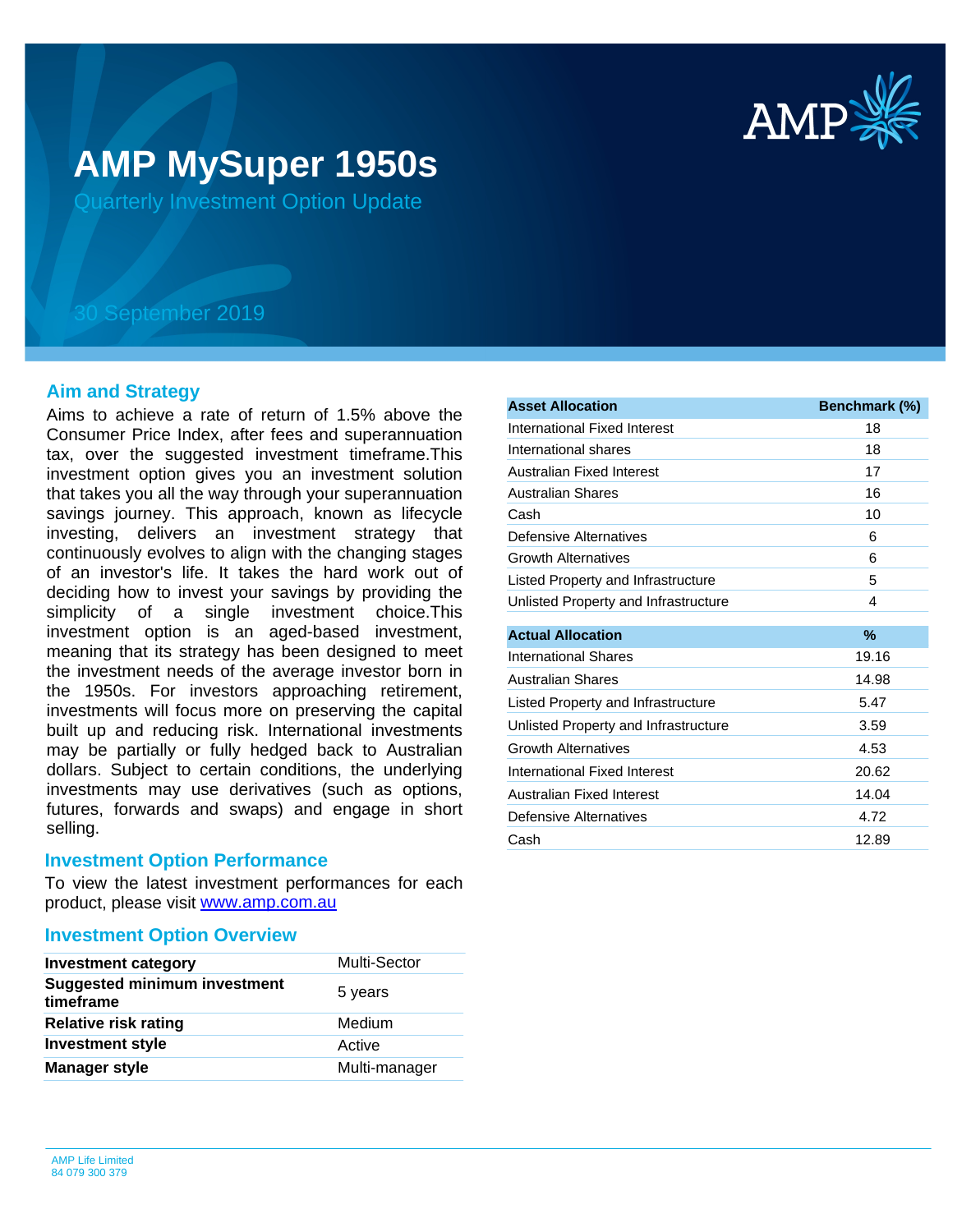# AMP MySuper 1950s

Quarterly Investment Option Update

30 September 2019

## Aim and Strategy

Aims to achieve a rate of return of 1.5% above the Consumer Price Index, after fees and superannuation tax, over the suggested investment timeframe.This investment option gives you an investment solution that takes you all the way through your superannuation savings journey. This approach, known as lifecycle investing, delivers an investment strategy that continuously evolves to align with the changing stages of an investor's life. It takes the hard work out of deciding how to invest your savings by providing the simplicity of a single investment choice.This investment option is an aged-based investment, meaning that its strategy has been designed to meet the investment needs of the average investor born in the 1950s. For investors approaching retirement, investments will focus more on preserving the capital built up and reducing risk. International investments may be partially or fully hedged back to Australian dollars. Subject to certain conditions, the underlying investments may use derivatives (such as options, futures, forwards and swaps) and engage in short selling.

## Investment Option Performance

To view the latest investment performances for each product, please visit www.amp.com.au

## Investment Option Overview

| | |
|---|---|
| **Investment category** | Multi-Sector |
| **Suggested minimum investment timeframe** | 5 years |
| **Relative risk rating** | Medium |
| **Investment style** | Active |
| **Manager style** | Multi-manager |

| Asset Allocation | Benchmark (%) |
|---|---|
| International Fixed Interest | 18 |
| International shares | 18 |
| Australian Fixed Interest | 17 |
| Australian Shares | 16 |
| Cash | 10 |
| Defensive Alternatives | 6 |
| Growth Alternatives | 6 |
| Listed Property and Infrastructure | 5 |
| Unlisted Property and Infrastructure | 4 |

| Actual Allocation | % |
|---|---|
| International Shares | 19.16 |
| Australian Shares | 14.98 |
| Listed Property and Infrastructure | 5.47 |
| Unlisted Property and Infrastructure | 3.59 |
| Growth Alternatives | 4.53 |
| International Fixed Interest | 20.62 |
| Australian Fixed Interest | 14.04 |
| Defensive Alternatives | 4.72 |
| Cash | 12.89 |

AMP Life Limited
84 079 300 379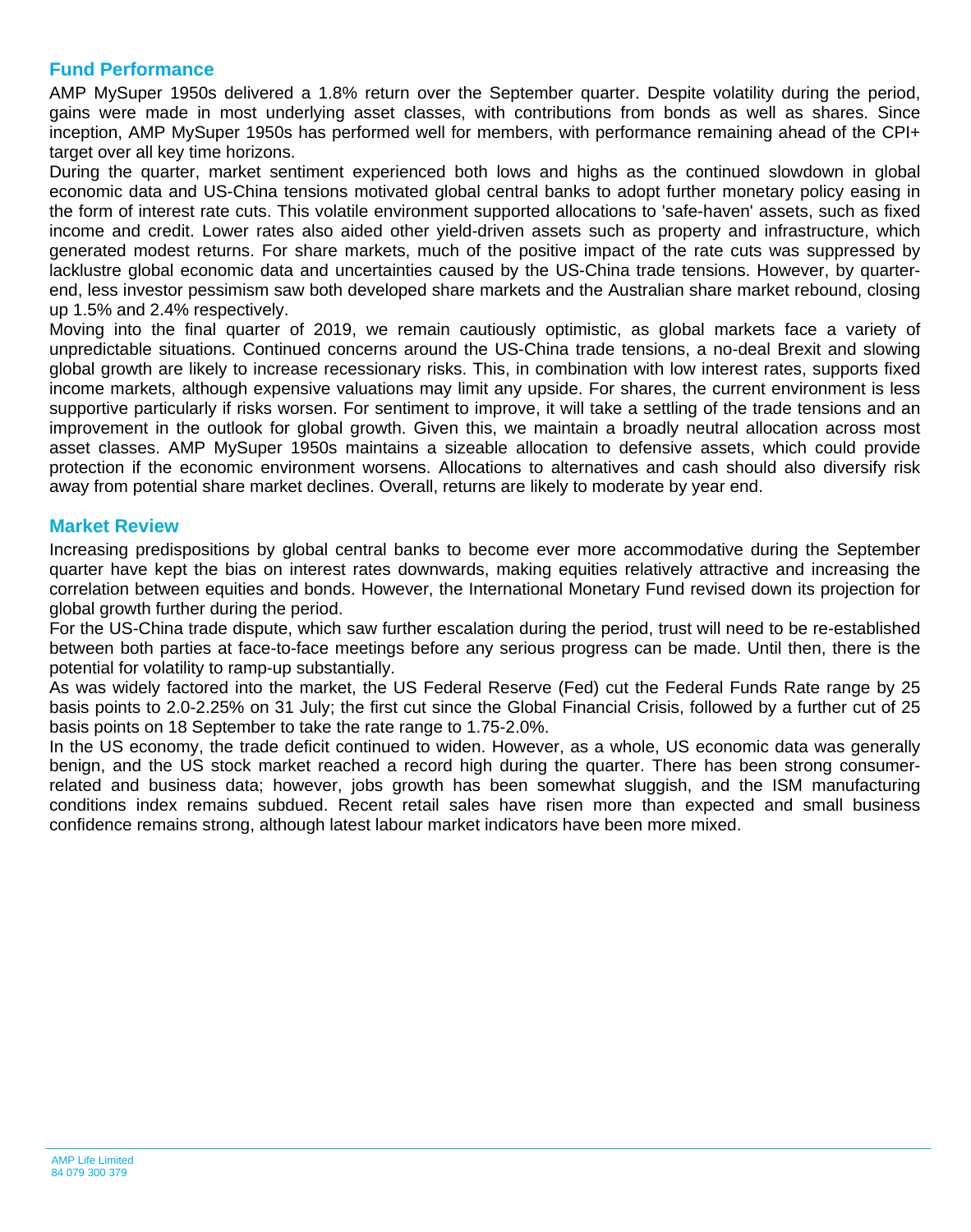## Fund Performance

AMP MySuper 1950s delivered a 1.8% return over the September quarter. Despite volatility during the period, gains were made in most underlying asset classes, with contributions from bonds as well as shares. Since inception, AMP MySuper 1950s has performed well for members, with performance remaining ahead of the CPI+ target over all key time horizons.

During the quarter, market sentiment experienced both lows and highs as the continued slowdown in global economic data and US-China tensions motivated global central banks to adopt further monetary policy easing in the form of interest rate cuts. This volatile environment supported allocations to 'safe-haven' assets, such as fixed income and credit. Lower rates also aided other yield-driven assets such as property and infrastructure, which generated modest returns. For share markets, much of the positive impact of the rate cuts was suppressed by lacklustre global economic data and uncertainties caused by the US-China trade tensions. However, by quarter-end, less investor pessimism saw both developed share markets and the Australian share market rebound, closing up 1.5% and 2.4% respectively.

Moving into the final quarter of 2019, we remain cautiously optimistic, as global markets face a variety of unpredictable situations. Continued concerns around the US-China trade tensions, a no-deal Brexit and slowing global growth are likely to increase recessionary risks. This, in combination with low interest rates, supports fixed income markets, although expensive valuations may limit any upside. For shares, the current environment is less supportive particularly if risks worsen. For sentiment to improve, it will take a settling of the trade tensions and an improvement in the outlook for global growth. Given this, we maintain a broadly neutral allocation across most asset classes. AMP MySuper 1950s maintains a sizeable allocation to defensive assets, which could provide protection if the economic environment worsens. Allocations to alternatives and cash should also diversify risk away from potential share market declines. Overall, returns are likely to moderate by year end.

## Market Review

Increasing predispositions by global central banks to become ever more accommodative during the September quarter have kept the bias on interest rates downwards, making equities relatively attractive and increasing the correlation between equities and bonds. However, the International Monetary Fund revised down its projection for global growth further during the period.

For the US-China trade dispute, which saw further escalation during the period, trust will need to be re-established between both parties at face-to-face meetings before any serious progress can be made. Until then, there is the potential for volatility to ramp-up substantially.

As was widely factored into the market, the US Federal Reserve (Fed) cut the Federal Funds Rate range by 25 basis points to 2.0-2.25% on 31 July; the first cut since the Global Financial Crisis, followed by a further cut of 25 basis points on 18 September to take the rate range to 1.75-2.0%.

In the US economy, the trade deficit continued to widen. However, as a whole, US economic data was generally benign, and the US stock market reached a record high during the quarter. There has been strong consumer-related and business data; however, jobs growth has been somewhat sluggish, and the ISM manufacturing conditions index remains subdued. Recent retail sales have risen more than expected and small business confidence remains strong, although latest labour market indicators have been more mixed.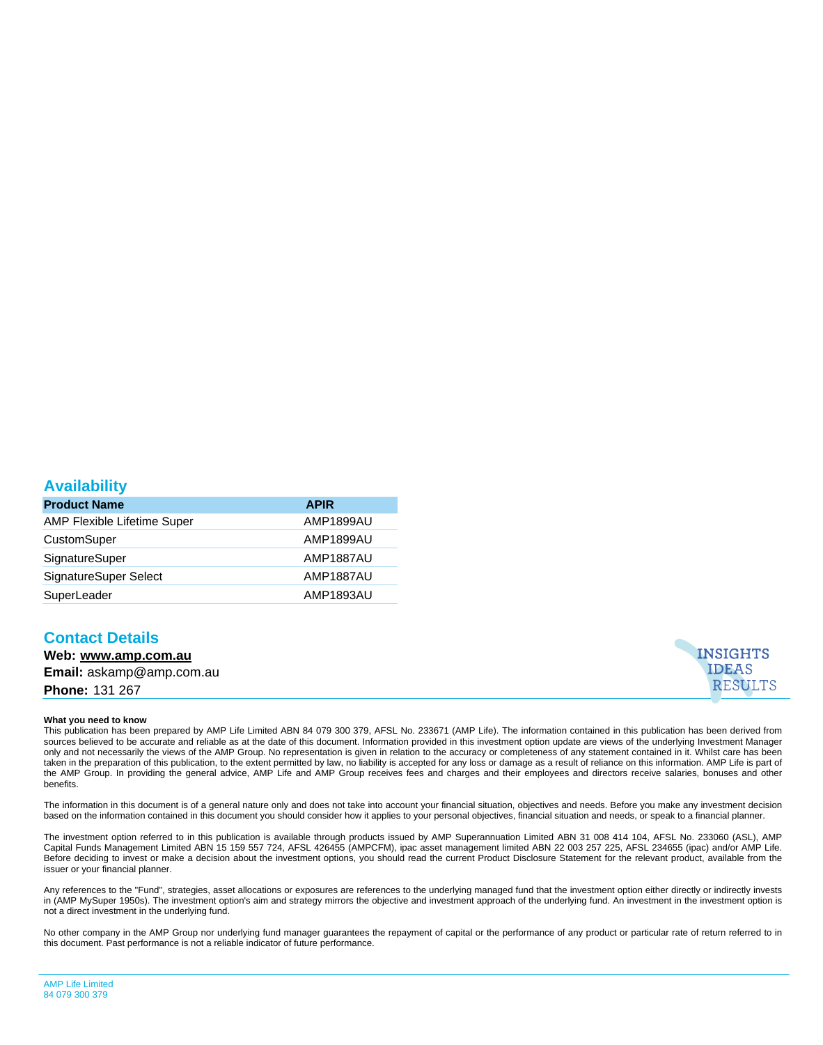## Availability

| Product Name | APIR |
| --- | --- |
| AMP Flexible Lifetime Super | AMP1899AU |
| CustomSuper | AMP1899AU |
| SignatureSuper | AMP1887AU |
| SignatureSuper Select | AMP1887AU |
| SuperLeader | AMP1893AU |

## Contact Details

**Web:** **www.amp.com.au**
**Email:** askamp@amp.com.au
**Phone:** 131 267

INSIGHTS
IDEAS
RESULTS

**What you need to know**

This publication has been prepared by AMP Life Limited ABN 84 079 300 379, AFSL No. 233671 (AMP Life). The information contained in this publication has been derived from sources believed to be accurate and reliable as at the date of this document. Information provided in this investment option update are views of the underlying Investment Manager only and not necessarily the views of the AMP Group. No representation is given in relation to the accuracy or completeness of any statement contained in it. Whilst care has been taken in the preparation of this publication, to the extent permitted by law, no liability is accepted for any loss or damage as a result of reliance on this information. AMP Life is part of the AMP Group. In providing the general advice, AMP Life and AMP Group receives fees and charges and their employees and directors receive salaries, bonuses and other benefits.

The information in this document is of a general nature only and does not take into account your financial situation, objectives and needs. Before you make any investment decision based on the information contained in this document you should consider how it applies to your personal objectives, financial situation and needs, or speak to a financial planner.

The investment option referred to in this publication is available through products issued by AMP Superannuation Limited ABN 31 008 414 104, AFSL No. 233060 (ASL), AMP Capital Funds Management Limited ABN 15 159 557 724, AFSL 426455 (AMPCFM), ipac asset management limited ABN 22 003 257 225, AFSL 234655 (ipac) and/or AMP Life. Before deciding to invest or make a decision about the investment options, you should read the current Product Disclosure Statement for the relevant product, available from the issuer or your financial planner.

Any references to the "Fund", strategies, asset allocations or exposures are references to the underlying managed fund that the investment option either directly or indirectly invests in (AMP MySuper 1950s). The investment option's aim and strategy mirrors the objective and investment approach of the underlying fund. An investment in the investment option is not a direct investment in the underlying fund.

No other company in the AMP Group nor underlying fund manager guarantees the repayment of capital or the performance of any product or particular rate of return referred to in this document. Past performance is not a reliable indicator of future performance.

AMP Life Limited
84 079 300 379